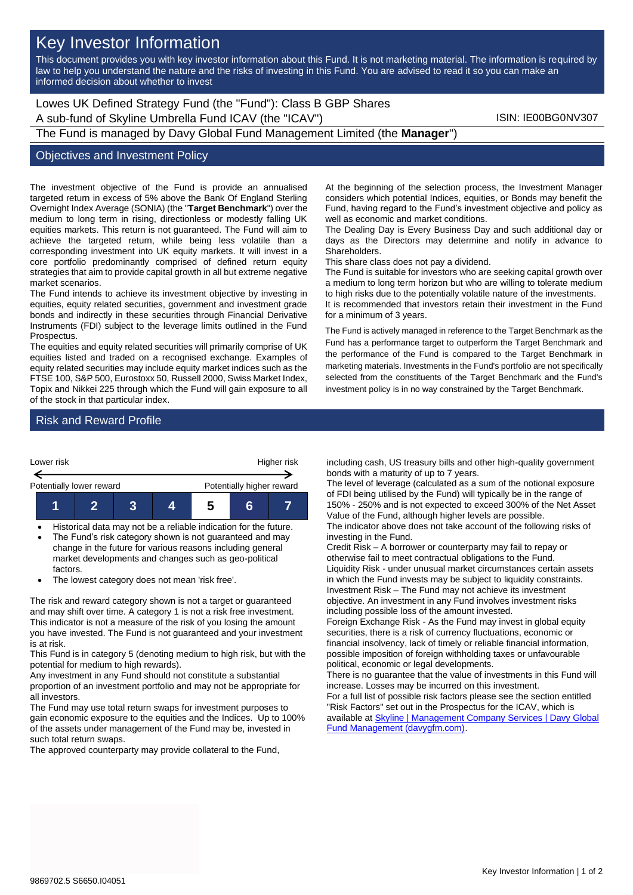# Key Investor Information

This document provides you with key investor information about this Fund. It is not marketing material. The information is required by law to help you understand the nature and the risks of investing in this Fund. You are advised to read it so you can make an informed decision about whether to invest

Lowes UK Defined Strategy Fund (the "Fund"): Class B GBP Shares
A sub-fund of Skyline Umbrella Fund ICAV (the "ICAV")

ISIN: IE00BG0NV307

The Fund is managed by Davy Global Fund Management Limited (the **Manager**")

## Objectives and Investment Policy

The investment objective of the Fund is provide an annualised targeted return in excess of 5% above the Bank Of England Sterling Overnight Index Average (SONIA) (the "**Target Benchmark**") over the medium to long term in rising, directionless or modestly falling UK equities markets. This return is not guaranteed. The Fund will aim to achieve the targeted return, while being less volatile than a corresponding investment into UK equity markets. It will invest in a core portfolio predominantly comprised of defined return equity strategies that aim to provide capital growth in all but extreme negative market scenarios.

The Fund intends to achieve its investment objective by investing in equities, equity related securities, government and investment grade bonds and indirectly in these securities through Financial Derivative Instruments (FDI) subject to the leverage limits outlined in the Fund Prospectus.

The equities and equity related securities will primarily comprise of UK equities listed and traded on a recognised exchange. Examples of equity related securities may include equity market indices such as the FTSE 100, S&P 500, Eurostoxx 50, Russell 2000, Swiss Market Index, Topix and Nikkei 225 through which the Fund will gain exposure to all of the stock in that particular index.

At the beginning of the selection process, the Investment Manager considers which potential Indices, equities, or Bonds may benefit the Fund, having regard to the Fund's investment objective and policy as well as economic and market conditions.

The Dealing Day is Every Business Day and such additional day or days as the Directors may determine and notify in advance to Shareholders.

This share class does not pay a dividend.

The Fund is suitable for investors who are seeking capital growth over a medium to long term horizon but who are willing to tolerate medium to high risks due to the potentially volatile nature of the investments.

It is recommended that investors retain their investment in the Fund for a minimum of 3 years.

The Fund is actively managed in reference to the Target Benchmark as the Fund has a performance target to outperform the Target Benchmark and the performance of the Fund is compared to the Target Benchmark in marketing materials. Investments in the Fund's portfolio are not specifically selected from the constituents of the Target Benchmark and the Fund's investment policy is in no way constrained by the Target Benchmark.

## Risk and Reward Profile

| Lower risk | | | | | | Higher risk |
|---|---|---|---|---|---|---|
| Potentially lower reward | | | | | | Potentially higher reward |
| 1 | 2 | 3 | 4 | **5** | 6 | 7 |

- Historical data may not be a reliable indication for the future.
- The Fund's risk category shown is not guaranteed and may change in the future for various reasons including general market developments and changes such as geo-political factors.
- The lowest category does not mean 'risk free'.

The risk and reward category shown is not a target or guaranteed and may shift over time. A category 1 is not a risk free investment. This indicator is not a measure of the risk of you losing the amount you have invested. The Fund is not guaranteed and your investment is at risk.

This Fund is in category 5 (denoting medium to high risk, but with the potential for medium to high rewards).

Any investment in any Fund should not constitute a substantial proportion of an investment portfolio and may not be appropriate for all investors.

The Fund may use total return swaps for investment purposes to gain economic exposure to the equities and the Indices. Up to 100% of the assets under management of the Fund may be, invested in such total return swaps.

The approved counterparty may provide collateral to the Fund, including cash, US treasury bills and other high-quality government bonds with a maturity of up to 7 years.

The level of leverage (calculated as a sum of the notional exposure of FDI being utilised by the Fund) will typically be in the range of 150% - 250% and is not expected to exceed 300% of the Net Asset Value of the Fund, although higher levels are possible.

The indicator above does not take account of the following risks of investing in the Fund.

Credit Risk – A borrower or counterparty may fail to repay or otherwise fail to meet contractual obligations to the Fund.

Liquidity Risk - under unusual market circumstances certain assets in which the Fund invests may be subject to liquidity constraints.

Investment Risk – The Fund may not achieve its investment objective. An investment in any Fund involves investment risks including possible loss of the amount invested.

Foreign Exchange Risk - As the Fund may invest in global equity securities, there is a risk of currency fluctuations, economic or financial insolvency, lack of timely or reliable financial information, possible imposition of foreign withholding taxes or unfavourable political, economic or legal developments.

There is no guarantee that the value of investments in this Fund will increase. Losses may be incurred on this investment.

For a full list of possible risk factors please see the section entitled "Risk Factors" set out in the Prospectus for the ICAV, which is available at [Skyline | Management Company Services | Davy Global Fund Management (davygfm.com)](davygfm.com).

9869702.5 S6650.I04051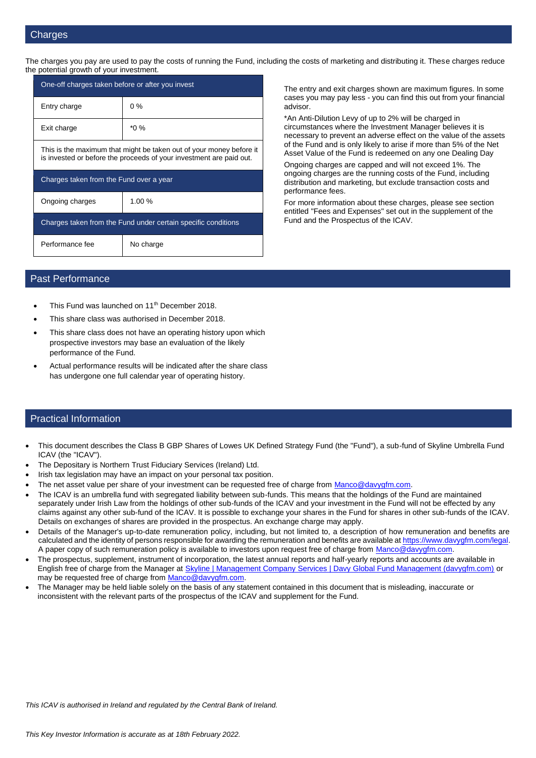## Charges

The charges you pay are used to pay the costs of running the Fund, including the costs of marketing and distributing it. These charges reduce the potential growth of your investment.

| One-off charges taken before or after you invest | |
|---|---|
| Entry charge | 0 % |
| Exit charge | *0 % |
| This is the maximum that might be taken out of your money before it is invested or before the proceeds of your investment are paid out. | |
| **Charges taken from the Fund over a year** | |
| Ongoing charges | 1.00 % |
| **Charges taken from the Fund under certain specific conditions** | |
| Performance fee | No charge |

The entry and exit charges shown are maximum figures. In some cases you may pay less - you can find this out from your financial advisor.

*An Anti-Dilution Levy of up to 2% will be charged in circumstances where the Investment Manager believes it is necessary to prevent an adverse effect on the value of the assets of the Fund and is only likely to arise if more than 5% of the Net Asset Value of the Fund is redeemed on any one Dealing Day

Ongoing charges are capped and will not exceed 1%. The ongoing charges are the running costs of the Fund, including distribution and marketing, but exclude transaction costs and performance fees.

For more information about these charges, please see section entitled "Fees and Expenses" set out in the supplement of the Fund and the Prospectus of the ICAV.

## Past Performance

- This Fund was launched on 11th December 2018.
- This share class was authorised in December 2018.
- This share class does not have an operating history upon which prospective investors may base an evaluation of the likely performance of the Fund.
- Actual performance results will be indicated after the share class has undergone one full calendar year of operating history.

## Practical Information

- This document describes the Class B GBP Shares of Lowes UK Defined Strategy Fund (the "Fund"), a sub-fund of Skyline Umbrella Fund ICAV (the "ICAV").
- The Depositary is Northern Trust Fiduciary Services (Ireland) Ltd.
- Irish tax legislation may have an impact on your personal tax position.
- The net asset value per share of your investment can be requested free of charge from Manco@davygfm.com.
- The ICAV is an umbrella fund with segregated liability between sub-funds. This means that the holdings of the Fund are maintained separately under Irish Law from the holdings of other sub-funds of the ICAV and your investment in the Fund will not be effected by any claims against any other sub-fund of the ICAV. It is possible to exchange your shares in the Fund for shares in other sub-funds of the ICAV. Details on exchanges of shares are provided in the prospectus. An exchange charge may apply.
- Details of the Manager's up-to-date remuneration policy, including, but not limited to, a description of how remuneration and benefits are calculated and the identity of persons responsible for awarding the remuneration and benefits are available at https://www.davygfm.com/legal. A paper copy of such remuneration policy is available to investors upon request free of charge from Manco@davygfm.com.
- The prospectus, supplement, instrument of incorporation, the latest annual reports and half-yearly reports and accounts are available in English free of charge from the Manager at Skyline | Management Company Services | Davy Global Fund Management (davygfm.com) or may be requested free of charge from Manco@davygfm.com.
- The Manager may be held liable solely on the basis of any statement contained in this document that is misleading, inaccurate or inconsistent with the relevant parts of the prospectus of the ICAV and supplement for the Fund.

*This ICAV is authorised in Ireland and regulated by the Central Bank of Ireland.*

*This Key Investor Information is accurate as at 18th February 2022.*